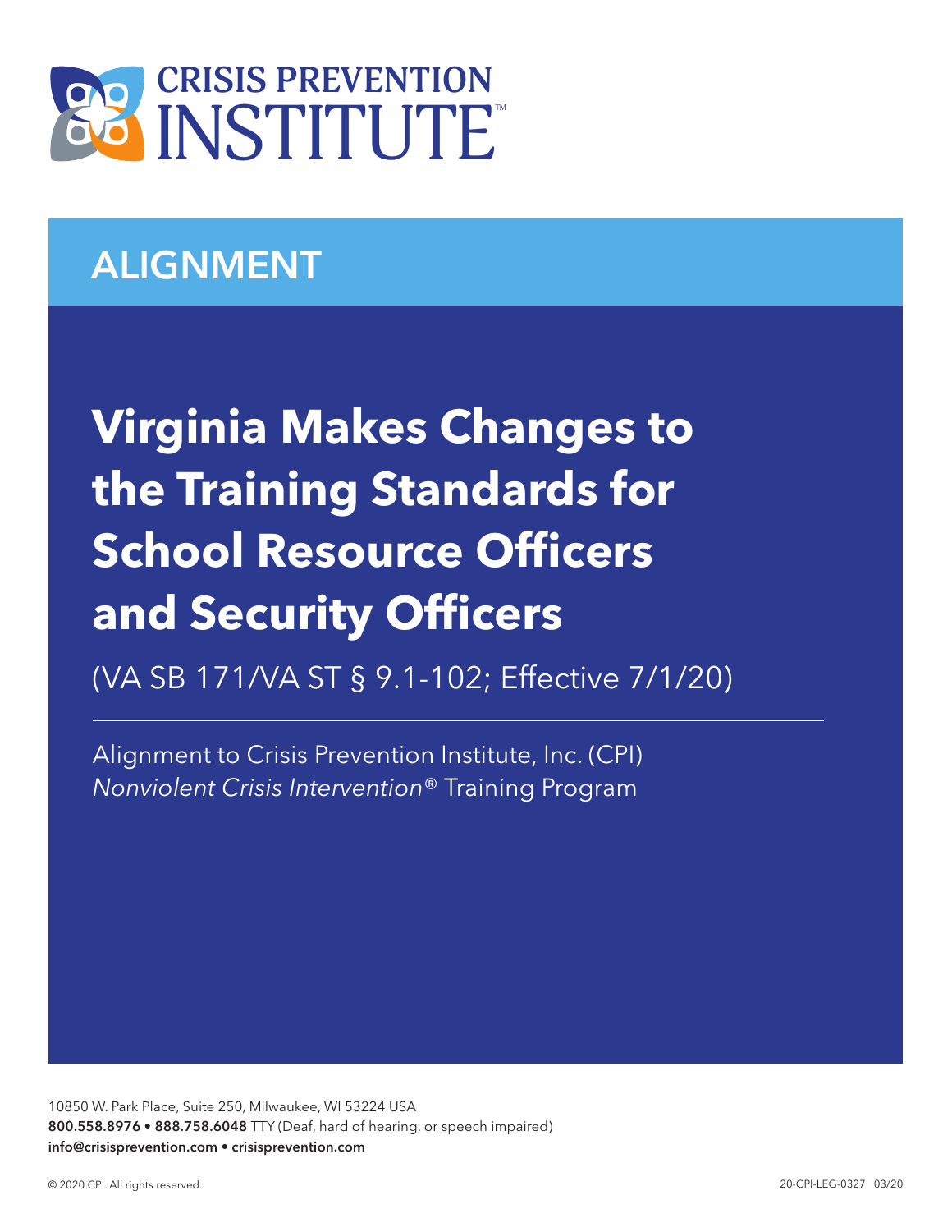CRISIS PREVENTION INSTITUTE™

## ALIGNMENT

# Virginia Makes Changes to the Training Standards for School Resource Officers and Security Officers

(VA SB 171/VA ST § 9.1-102; Effective 7/1/20)

Alignment to Crisis Prevention Institute, Inc. (CPI)
*Nonviolent Crisis Intervention®* Training Program

10850 W. Park Place, Suite 250, Milwaukee, WI 53224 USA
**800.558.8976 • 888.758.6048** TTY (Deaf, hard of hearing, or speech impaired)
**info@crisisprevention.com • crisisprevention.com**

© 2020 CPI. All rights reserved.

20-CPI-LEG-0327 03/20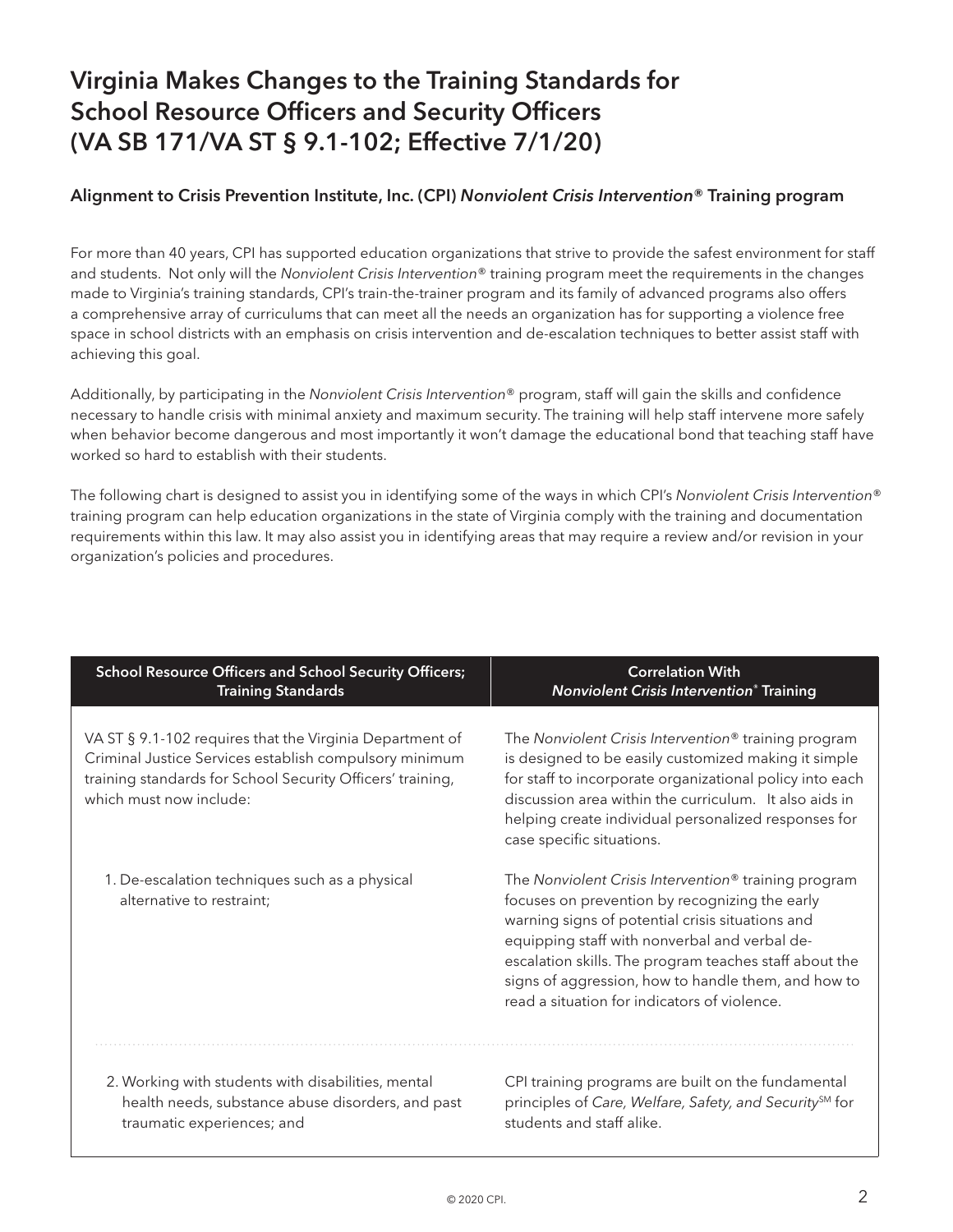# Virginia Makes Changes to the Training Standards for School Resource Officers and Security Officers (VA SB 171/VA ST § 9.1-102; Effective 7/1/20)

### Alignment to Crisis Prevention Institute, Inc. (CPI) *Nonviolent Crisis Intervention®* Training program

For more than 40 years, CPI has supported education organizations that strive to provide the safest environment for staff and students. Not only will the *Nonviolent Crisis Intervention®* training program meet the requirements in the changes made to Virginia's training standards, CPI's train-the-trainer program and its family of advanced programs also offers a comprehensive array of curriculums that can meet all the needs an organization has for supporting a violence free space in school districts with an emphasis on crisis intervention and de-escalation techniques to better assist staff with achieving this goal.

Additionally, by participating in the *Nonviolent Crisis Intervention®* program, staff will gain the skills and confidence necessary to handle crisis with minimal anxiety and maximum security. The training will help staff intervene more safely when behavior become dangerous and most importantly it won't damage the educational bond that teaching staff have worked so hard to establish with their students.

The following chart is designed to assist you in identifying some of the ways in which CPI's *Nonviolent Crisis Intervention®* training program can help education organizations in the state of Virginia comply with the training and documentation requirements within this law. It may also assist you in identifying areas that may require a review and/or revision in your organization's policies and procedures.

| School Resource Officers and School Security Officers; Training Standards | Correlation With *Nonviolent Crisis Intervention®* Training |
|---|---|
| VA ST § 9.1-102 requires that the Virginia Department of Criminal Justice Services establish compulsory minimum training standards for School Security Officers' training, which must now include: | The *Nonviolent Crisis Intervention®* training program is designed to be easily customized making it simple for staff to incorporate organizational policy into each discussion area within the curriculum. It also aids in helping create individual personalized responses for case specific situations. |
| 1. De-escalation techniques such as a physical alternative to restraint; | The *Nonviolent Crisis Intervention®* training program focuses on prevention by recognizing the early warning signs of potential crisis situations and equipping staff with nonverbal and verbal de-escalation skills. The program teaches staff about the signs of aggression, how to handle them, and how to read a situation for indicators of violence. |
| 2. Working with students with disabilities, mental health needs, substance abuse disorders, and past traumatic experiences; and | CPI training programs are built on the fundamental principles of *Care, Welfare, Safety, and Security*℠ for students and staff alike. |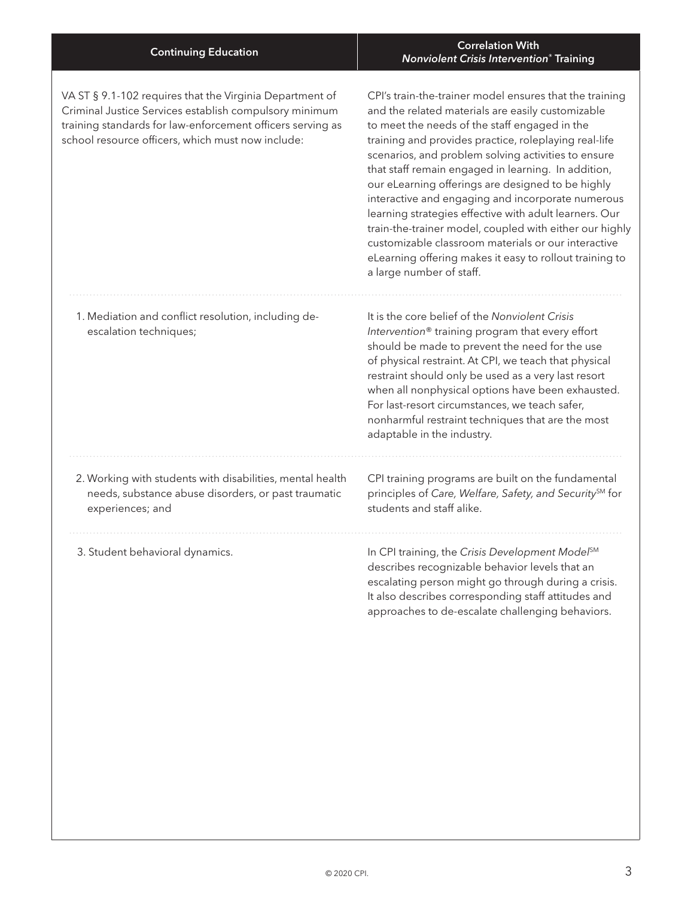| Continuing Education | Correlation With *Nonviolent Crisis Intervention®* Training |
|---|---|
| VA ST § 9.1-102 requires that the Virginia Department of Criminal Justice Services establish compulsory minimum training standards for law-enforcement officers serving as school resource officers, which must now include: | CPI's train-the-trainer model ensures that the training and the related materials are easily customizable to meet the needs of the staff engaged in the training and provides practice, roleplaying real-life scenarios, and problem solving activities to ensure that staff remain engaged in learning. In addition, our eLearning offerings are designed to be highly interactive and engaging and incorporate numerous learning strategies effective with adult learners. Our train-the-trainer model, coupled with either our highly customizable classroom materials or our interactive eLearning offering makes it easy to rollout training to a large number of staff. |
| 1. Mediation and conflict resolution, including de-escalation techniques; | It is the core belief of the *Nonviolent Crisis Intervention®* training program that every effort should be made to prevent the need for the use of physical restraint. At CPI, we teach that physical restraint should only be used as a very last resort when all nonphysical options have been exhausted. For last-resort circumstances, we teach safer, nonharmful restraint techniques that are the most adaptable in the industry. |
| 2. Working with students with disabilities, mental health needs, substance abuse disorders, or past traumatic experiences; and | CPI training programs are built on the fundamental principles of *Care, Welfare, Safety, and Security℠* for students and staff alike. |
| 3. Student behavioral dynamics. | In CPI training, the *Crisis Development Model℠* describes recognizable behavior levels that an escalating person might go through during a crisis. It also describes corresponding staff attitudes and approaches to de-escalate challenging behaviors. |

© 2020 CPI.